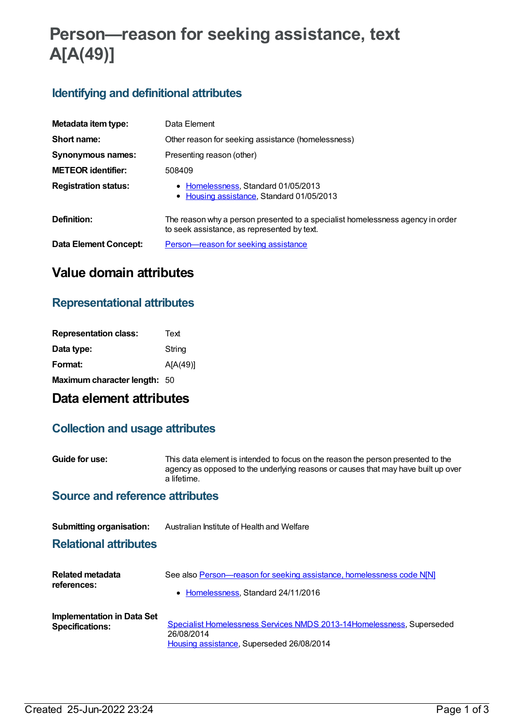# Person—reason for seeking assistance, text A[A(49)]

## Identifying and definitional attributes

| | |
|---|---|
| **Metadata item type:** | Data Element |
| **Short name:** | Other reason for seeking assistance (homelessness) |
| **Synonymous names:** | Presenting reason (other) |
| **METEOR identifier:** | 508409 |
| **Registration status:** | • Homelessness, Standard 01/05/2013<br>• Housing assistance, Standard 01/05/2013 |
| **Definition:** | The reason why a person presented to a specialist homelessness agency in order to seek assistance, as represented by text. |
| **Data Element Concept:** | Person—reason for seeking assistance |

# Value domain attributes

## Representational attributes

| | |
|---|---|
| **Representation class:** | Text |
| **Data type:** | String |
| **Format:** | A[A(49)] |
| **Maximum character length:** | 50 |

# Data element attributes

## Collection and usage attributes

| | |
|---|---|
| **Guide for use:** | This data element is intended to focus on the reason the person presented to the agency as opposed to the underlying reasons or causes that may have built up over a lifetime. |

## Source and reference attributes

| | |
|---|---|
| **Submitting organisation:** | Australian Institute of Health and Welfare |

## Relational attributes

| | |
|---|---|
| **Related metadata references:** | See also Person—reason for seeking assistance, homelessness code N[N]<br>• Homelessness, Standard 24/11/2016 |
| **Implementation in Data Set Specifications:** | Specialist Homelessness Services NMDS 2013-14Homelessness, Superseded 26/08/2014<br>Housing assistance, Superseded 26/08/2014 |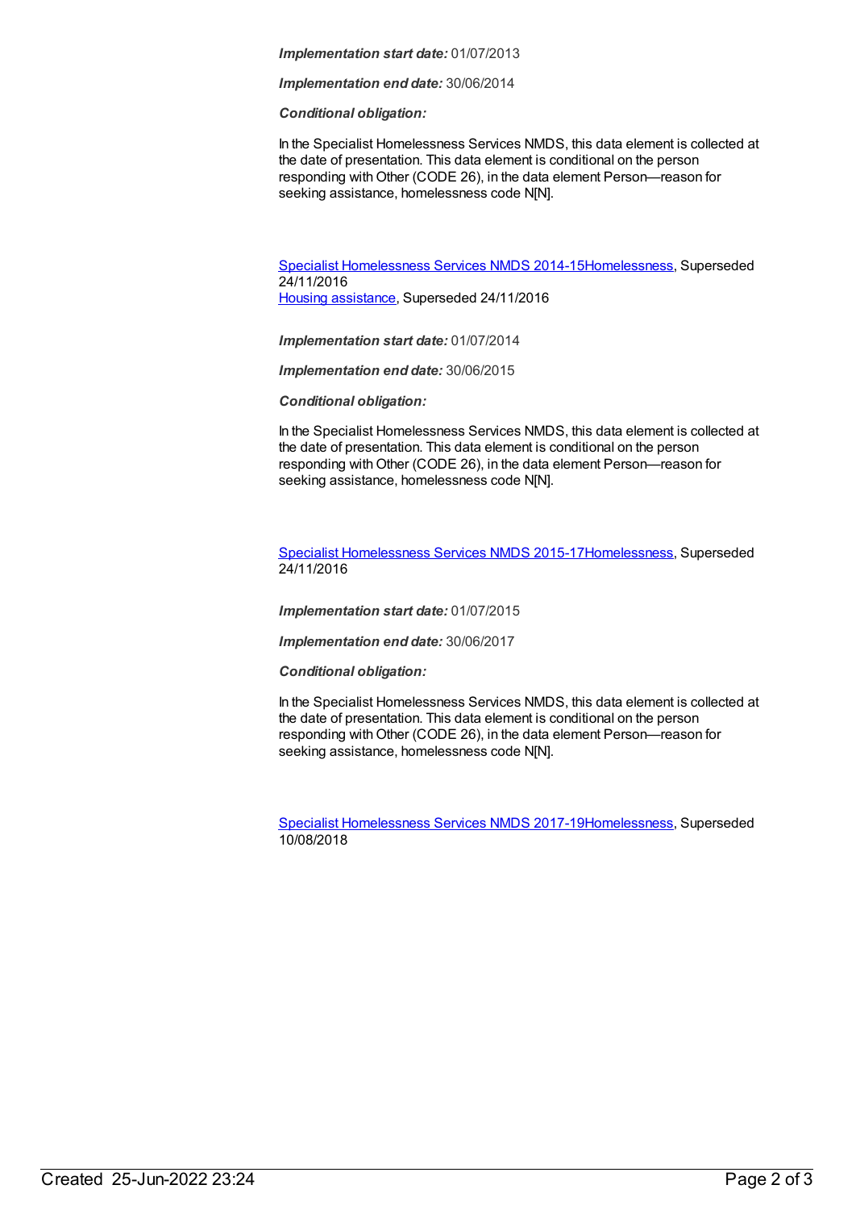***Implementation start date:*** 01/07/2013

***Implementation end date:*** 30/06/2014

***Conditional obligation:***

In the Specialist Homelessness Services NMDS, this data element is collected at the date of presentation. This data element is conditional on the person responding with Other (CODE 26), in the data element Person—reason for seeking assistance, homelessness code N[N].

Specialist Homelessness Services NMDS 2014-15Homelessness, Superseded 24/11/2016
Housing assistance, Superseded 24/11/2016

***Implementation start date:*** 01/07/2014

***Implementation end date:*** 30/06/2015

***Conditional obligation:***

In the Specialist Homelessness Services NMDS, this data element is collected at the date of presentation. This data element is conditional on the person responding with Other (CODE 26), in the data element Person—reason for seeking assistance, homelessness code N[N].

Specialist Homelessness Services NMDS 2015-17Homelessness, Superseded 24/11/2016

***Implementation start date:*** 01/07/2015

***Implementation end date:*** 30/06/2017

***Conditional obligation:***

In the Specialist Homelessness Services NMDS, this data element is collected at the date of presentation. This data element is conditional on the person responding with Other (CODE 26), in the data element Person—reason for seeking assistance, homelessness code N[N].

Specialist Homelessness Services NMDS 2017-19Homelessness, Superseded 10/08/2018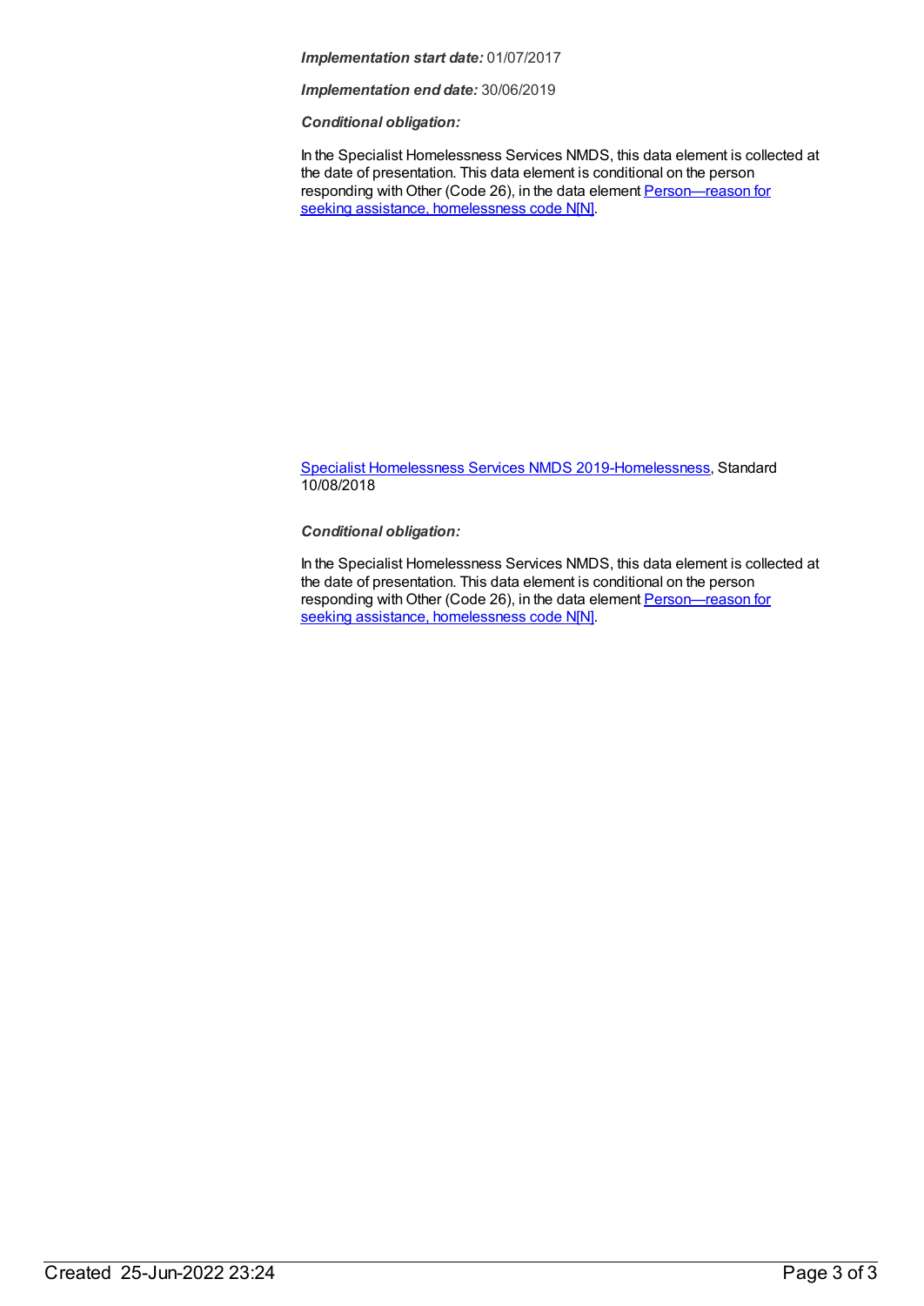***Implementation start date:*** 01/07/2017

***Implementation end date:*** 30/06/2019

***Conditional obligation:***

In the Specialist Homelessness Services NMDS, this data element is collected at the date of presentation. This data element is conditional on the person responding with Other (Code 26), in the data element Person—reason for seeking assistance, homelessness code N[N].

Specialist Homelessness Services NMDS 2019-Homelessness, Standard 10/08/2018

***Conditional obligation:***

In the Specialist Homelessness Services NMDS, this data element is collected at the date of presentation. This data element is conditional on the person responding with Other (Code 26), in the data element Person—reason for seeking assistance, homelessness code N[N].